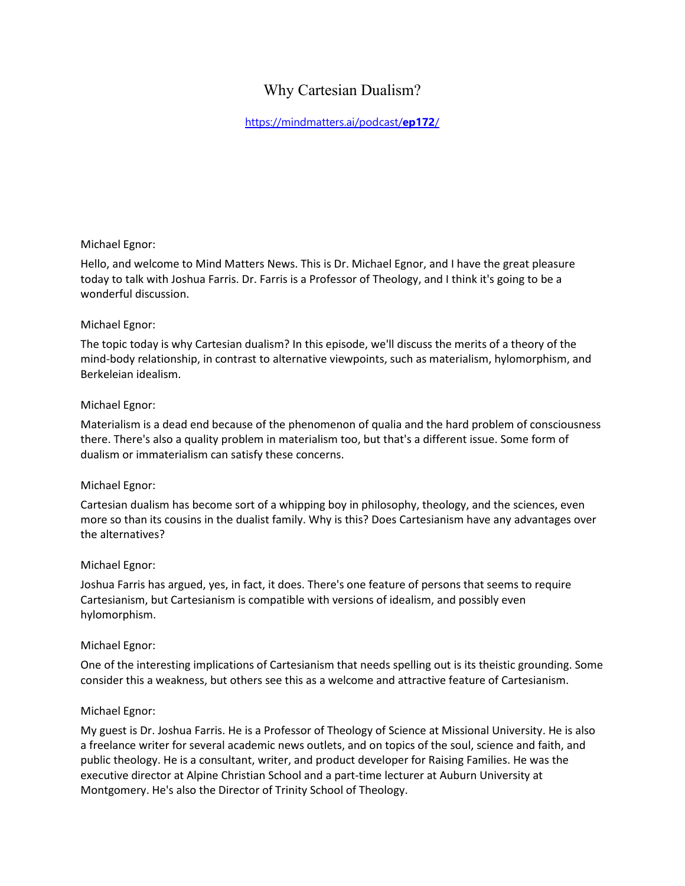# Why Cartesian Dualism?

[https://mindmatters.ai/podcast/**ep172**/](https://mindmatters.ai/podcast/ep172/)

Michael Egnor:

Hello, and welcome to Mind Matters News. This is Dr. Michael Egnor, and I have the great pleasure today to talk with Joshua Farris. Dr. Farris is a Professor of Theology, and I think it's going to be a wonderful discussion.

Michael Egnor:

The topic today is why Cartesian dualism? In this episode, we'll discuss the merits of a theory of the mind-body relationship, in contrast to alternative viewpoints, such as materialism, hylomorphism, and Berkeleian idealism.

Michael Egnor:

Materialism is a dead end because of the phenomenon of qualia and the hard problem of consciousness there. There's also a quality problem in materialism too, but that's a different issue. Some form of dualism or immaterialism can satisfy these concerns.

Michael Egnor:

Cartesian dualism has become sort of a whipping boy in philosophy, theology, and the sciences, even more so than its cousins in the dualist family. Why is this? Does Cartesianism have any advantages over the alternatives?

Michael Egnor:

Joshua Farris has argued, yes, in fact, it does. There's one feature of persons that seems to require Cartesianism, but Cartesianism is compatible with versions of idealism, and possibly even hylomorphism.

Michael Egnor:

One of the interesting implications of Cartesianism that needs spelling out is its theistic grounding. Some consider this a weakness, but others see this as a welcome and attractive feature of Cartesianism.

Michael Egnor:

My guest is Dr. Joshua Farris. He is a Professor of Theology of Science at Missional University. He is also a freelance writer for several academic news outlets, and on topics of the soul, science and faith, and public theology. He is a consultant, writer, and product developer for Raising Families. He was the executive director at Alpine Christian School and a part-time lecturer at Auburn University at Montgomery. He's also the Director of Trinity School of Theology.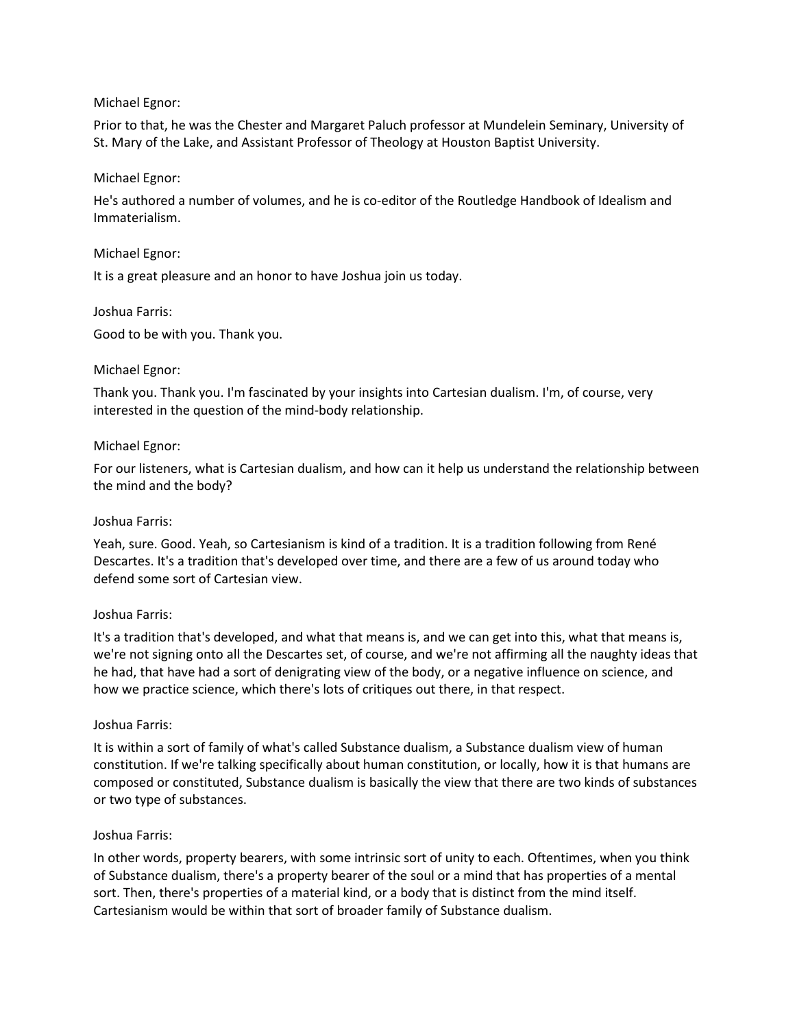Michael Egnor:

Prior to that, he was the Chester and Margaret Paluch professor at Mundelein Seminary, University of St. Mary of the Lake, and Assistant Professor of Theology at Houston Baptist University.

Michael Egnor:

He's authored a number of volumes, and he is co-editor of the Routledge Handbook of Idealism and Immaterialism.

Michael Egnor:

It is a great pleasure and an honor to have Joshua join us today.

Joshua Farris:

Good to be with you. Thank you.

Michael Egnor:

Thank you. Thank you. I'm fascinated by your insights into Cartesian dualism. I'm, of course, very interested in the question of the mind-body relationship.

Michael Egnor:

For our listeners, what is Cartesian dualism, and how can it help us understand the relationship between the mind and the body?

Joshua Farris:

Yeah, sure. Good. Yeah, so Cartesianism is kind of a tradition. It is a tradition following from René Descartes. It's a tradition that's developed over time, and there are a few of us around today who defend some sort of Cartesian view.

Joshua Farris:

It's a tradition that's developed, and what that means is, and we can get into this, what that means is, we're not signing onto all the Descartes set, of course, and we're not affirming all the naughty ideas that he had, that have had a sort of denigrating view of the body, or a negative influence on science, and how we practice science, which there's lots of critiques out there, in that respect.

Joshua Farris:

It is within a sort of family of what's called Substance dualism, a Substance dualism view of human constitution. If we're talking specifically about human constitution, or locally, how it is that humans are composed or constituted, Substance dualism is basically the view that there are two kinds of substances or two type of substances.

Joshua Farris:

In other words, property bearers, with some intrinsic sort of unity to each. Oftentimes, when you think of Substance dualism, there's a property bearer of the soul or a mind that has properties of a mental sort. Then, there's properties of a material kind, or a body that is distinct from the mind itself. Cartesianism would be within that sort of broader family of Substance dualism.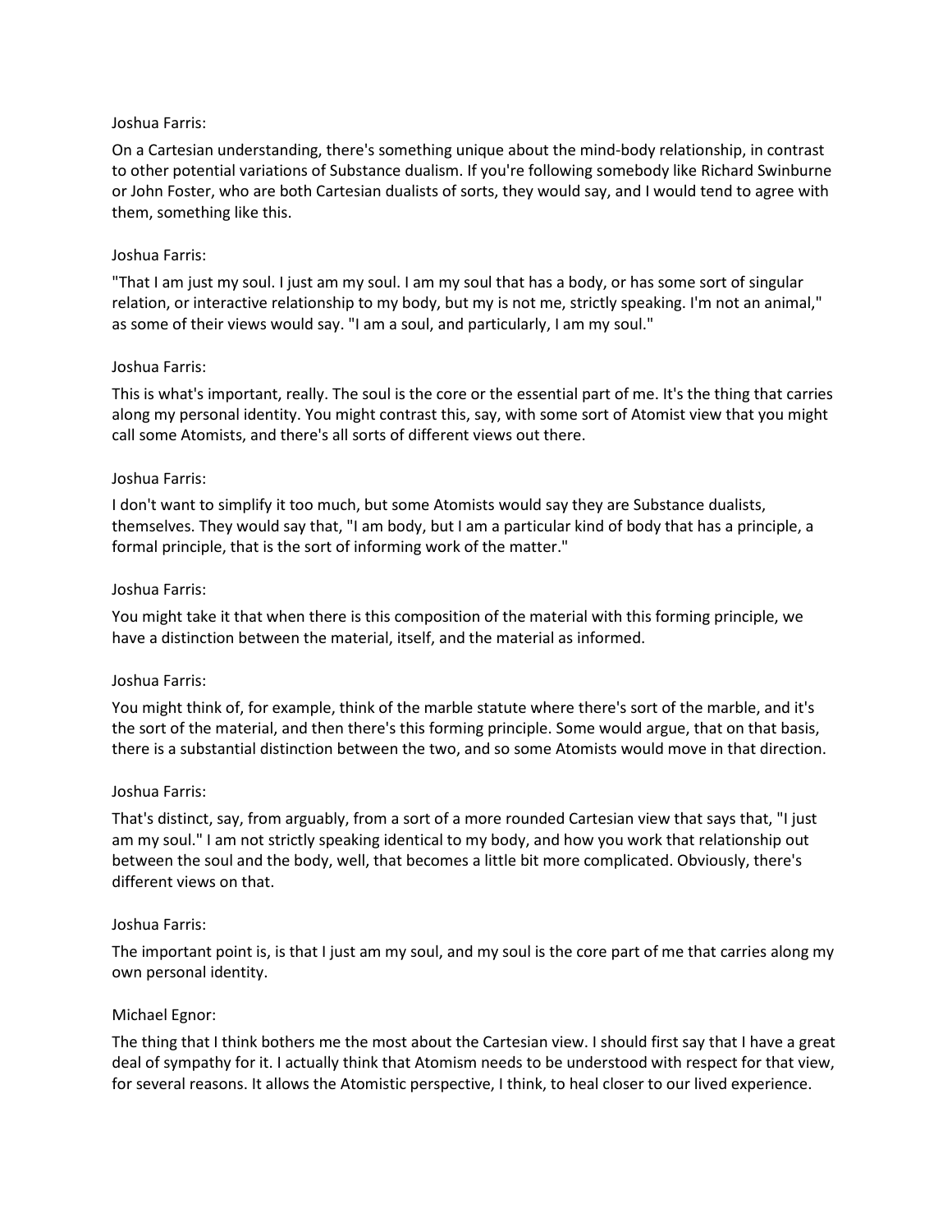Joshua Farris:

On a Cartesian understanding, there's something unique about the mind-body relationship, in contrast to other potential variations of Substance dualism. If you're following somebody like Richard Swinburne or John Foster, who are both Cartesian dualists of sorts, they would say, and I would tend to agree with them, something like this.

Joshua Farris:

"That I am just my soul. I just am my soul. I am my soul that has a body, or has some sort of singular relation, or interactive relationship to my body, but my is not me, strictly speaking. I'm not an animal," as some of their views would say. "I am a soul, and particularly, I am my soul."

Joshua Farris:

This is what's important, really. The soul is the core or the essential part of me. It's the thing that carries along my personal identity. You might contrast this, say, with some sort of Atomist view that you might call some Atomists, and there's all sorts of different views out there.

Joshua Farris:

I don't want to simplify it too much, but some Atomists would say they are Substance dualists, themselves. They would say that, "I am body, but I am a particular kind of body that has a principle, a formal principle, that is the sort of informing work of the matter."

Joshua Farris:

You might take it that when there is this composition of the material with this forming principle, we have a distinction between the material, itself, and the material as informed.

Joshua Farris:

You might think of, for example, think of the marble statute where there's sort of the marble, and it's the sort of the material, and then there's this forming principle. Some would argue, that on that basis, there is a substantial distinction between the two, and so some Atomists would move in that direction.

Joshua Farris:

That's distinct, say, from arguably, from a sort of a more rounded Cartesian view that says that, "I just am my soul." I am not strictly speaking identical to my body, and how you work that relationship out between the soul and the body, well, that becomes a little bit more complicated. Obviously, there's different views on that.

Joshua Farris:

The important point is, is that I just am my soul, and my soul is the core part of me that carries along my own personal identity.

Michael Egnor:

The thing that I think bothers me the most about the Cartesian view. I should first say that I have a great deal of sympathy for it. I actually think that Atomism needs to be understood with respect for that view, for several reasons. It allows the Atomistic perspective, I think, to heal closer to our lived experience.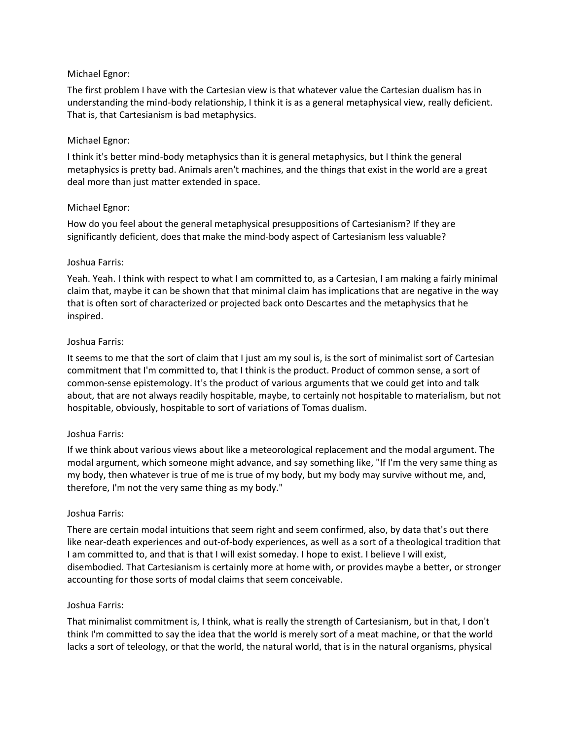Michael Egnor:

The first problem I have with the Cartesian view is that whatever value the Cartesian dualism has in understanding the mind-body relationship, I think it is as a general metaphysical view, really deficient. That is, that Cartesianism is bad metaphysics.

Michael Egnor:

I think it's better mind-body metaphysics than it is general metaphysics, but I think the general metaphysics is pretty bad. Animals aren't machines, and the things that exist in the world are a great deal more than just matter extended in space.

Michael Egnor:

How do you feel about the general metaphysical presuppositions of Cartesianism? If they are significantly deficient, does that make the mind-body aspect of Cartesianism less valuable?

Joshua Farris:

Yeah. Yeah. I think with respect to what I am committed to, as a Cartesian, I am making a fairly minimal claim that, maybe it can be shown that that minimal claim has implications that are negative in the way that is often sort of characterized or projected back onto Descartes and the metaphysics that he inspired.

Joshua Farris:

It seems to me that the sort of claim that I just am my soul is, is the sort of minimalist sort of Cartesian commitment that I'm committed to, that I think is the product. Product of common sense, a sort of common-sense epistemology. It's the product of various arguments that we could get into and talk about, that are not always readily hospitable, maybe, to certainly not hospitable to materialism, but not hospitable, obviously, hospitable to sort of variations of Tomas dualism.

Joshua Farris:

If we think about various views about like a meteorological replacement and the modal argument. The modal argument, which someone might advance, and say something like, "If I'm the very same thing as my body, then whatever is true of me is true of my body, but my body may survive without me, and, therefore, I'm not the very same thing as my body."

Joshua Farris:

There are certain modal intuitions that seem right and seem confirmed, also, by data that's out there like near-death experiences and out-of-body experiences, as well as a sort of a theological tradition that I am committed to, and that is that I will exist someday. I hope to exist. I believe I will exist, disembodied. That Cartesianism is certainly more at home with, or provides maybe a better, or stronger accounting for those sorts of modal claims that seem conceivable.

Joshua Farris:

That minimalist commitment is, I think, what is really the strength of Cartesianism, but in that, I don't think I'm committed to say the idea that the world is merely sort of a meat machine, or that the world lacks a sort of teleology, or that the world, the natural world, that is in the natural organisms, physical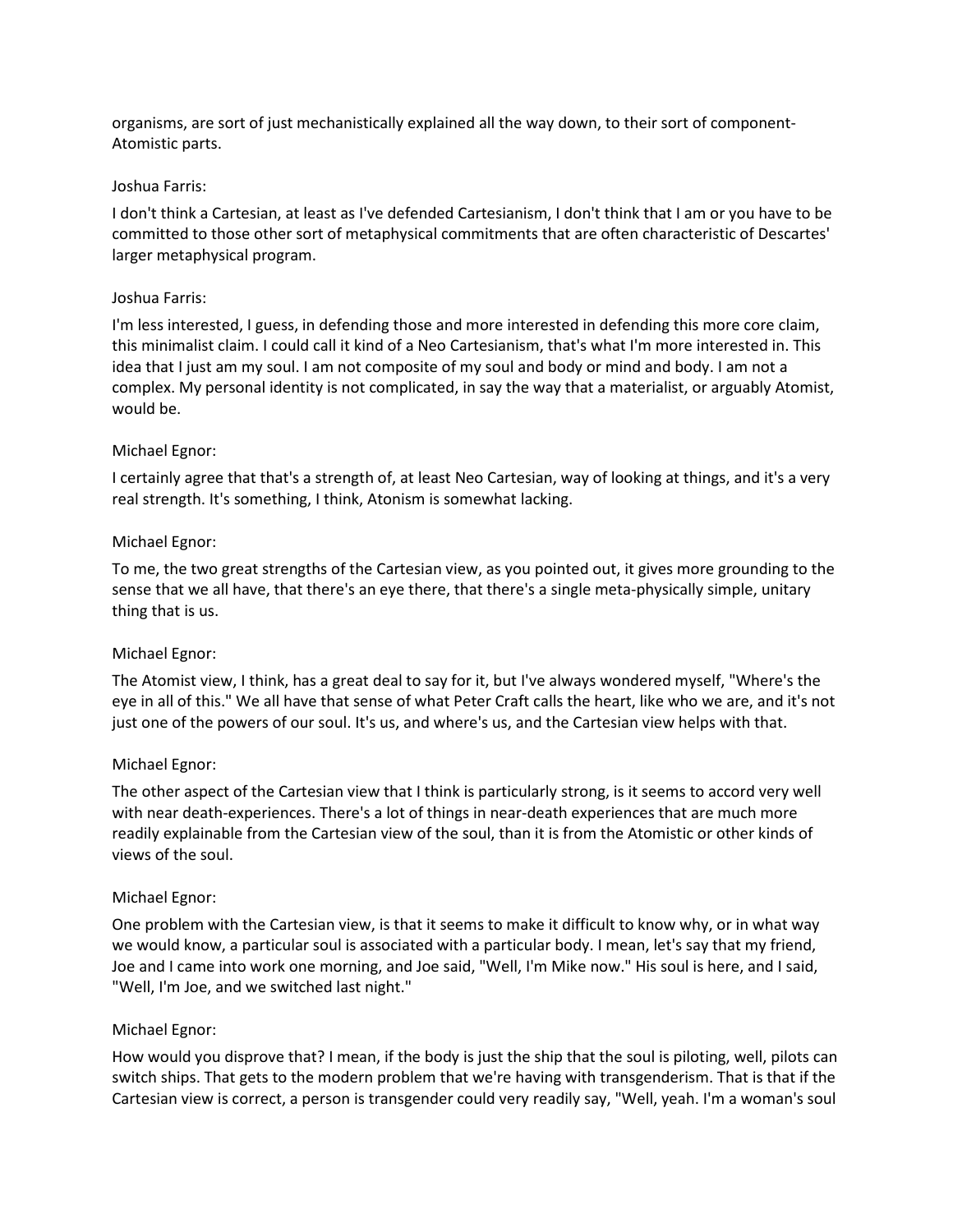organisms, are sort of just mechanistically explained all the way down, to their sort of component-Atomistic parts.

Joshua Farris:

I don't think a Cartesian, at least as I've defended Cartesianism, I don't think that I am or you have to be committed to those other sort of metaphysical commitments that are often characteristic of Descartes' larger metaphysical program.

Joshua Farris:

I'm less interested, I guess, in defending those and more interested in defending this more core claim, this minimalist claim. I could call it kind of a Neo Cartesianism, that's what I'm more interested in. This idea that I just am my soul. I am not composite of my soul and body or mind and body. I am not a complex. My personal identity is not complicated, in say the way that a materialist, or arguably Atomist, would be.

Michael Egnor:

I certainly agree that that's a strength of, at least Neo Cartesian, way of looking at things, and it's a very real strength. It's something, I think, Atonism is somewhat lacking.

Michael Egnor:

To me, the two great strengths of the Cartesian view, as you pointed out, it gives more grounding to the sense that we all have, that there's an eye there, that there's a single meta-physically simple, unitary thing that is us.

Michael Egnor:

The Atomist view, I think, has a great deal to say for it, but I've always wondered myself, "Where's the eye in all of this." We all have that sense of what Peter Craft calls the heart, like who we are, and it's not just one of the powers of our soul. It's us, and where's us, and the Cartesian view helps with that.

Michael Egnor:

The other aspect of the Cartesian view that I think is particularly strong, is it seems to accord very well with near death-experiences. There's a lot of things in near-death experiences that are much more readily explainable from the Cartesian view of the soul, than it is from the Atomistic or other kinds of views of the soul.

Michael Egnor:

One problem with the Cartesian view, is that it seems to make it difficult to know why, or in what way we would know, a particular soul is associated with a particular body. I mean, let's say that my friend, Joe and I came into work one morning, and Joe said, "Well, I'm Mike now." His soul is here, and I said, "Well, I'm Joe, and we switched last night."

Michael Egnor:

How would you disprove that? I mean, if the body is just the ship that the soul is piloting, well, pilots can switch ships. That gets to the modern problem that we're having with transgenderism. That is that if the Cartesian view is correct, a person is transgender could very readily say, "Well, yeah. I'm a woman's soul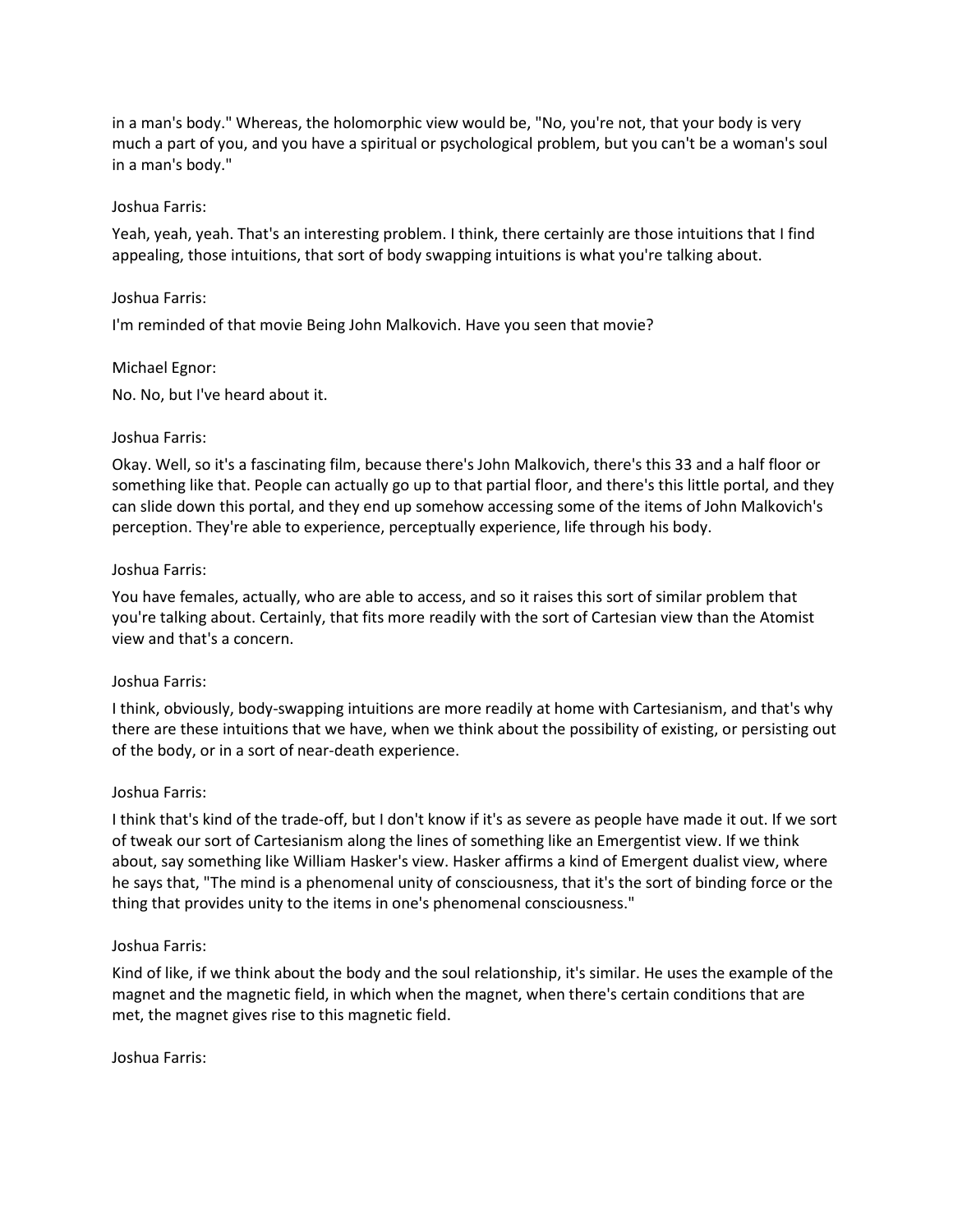in a man's body." Whereas, the holomorphic view would be, "No, you're not, that your body is very much a part of you, and you have a spiritual or psychological problem, but you can't be a woman's soul in a man's body."

Joshua Farris:

Yeah, yeah, yeah. That's an interesting problem. I think, there certainly are those intuitions that I find appealing, those intuitions, that sort of body swapping intuitions is what you're talking about.

Joshua Farris:

I'm reminded of that movie Being John Malkovich. Have you seen that movie?

Michael Egnor:

No. No, but I've heard about it.

Joshua Farris:

Okay. Well, so it's a fascinating film, because there's John Malkovich, there's this 33 and a half floor or something like that. People can actually go up to that partial floor, and there's this little portal, and they can slide down this portal, and they end up somehow accessing some of the items of John Malkovich's perception. They're able to experience, perceptually experience, life through his body.

Joshua Farris:

You have females, actually, who are able to access, and so it raises this sort of similar problem that you're talking about. Certainly, that fits more readily with the sort of Cartesian view than the Atomist view and that's a concern.

Joshua Farris:

I think, obviously, body-swapping intuitions are more readily at home with Cartesianism, and that's why there are these intuitions that we have, when we think about the possibility of existing, or persisting out of the body, or in a sort of near-death experience.

Joshua Farris:

I think that's kind of the trade-off, but I don't know if it's as severe as people have made it out. If we sort of tweak our sort of Cartesianism along the lines of something like an Emergentist view. If we think about, say something like William Hasker's view. Hasker affirms a kind of Emergent dualist view, where he says that, "The mind is a phenomenal unity of consciousness, that it's the sort of binding force or the thing that provides unity to the items in one's phenomenal consciousness."

Joshua Farris:

Kind of like, if we think about the body and the soul relationship, it's similar. He uses the example of the magnet and the magnetic field, in which when the magnet, when there's certain conditions that are met, the magnet gives rise to this magnetic field.

Joshua Farris: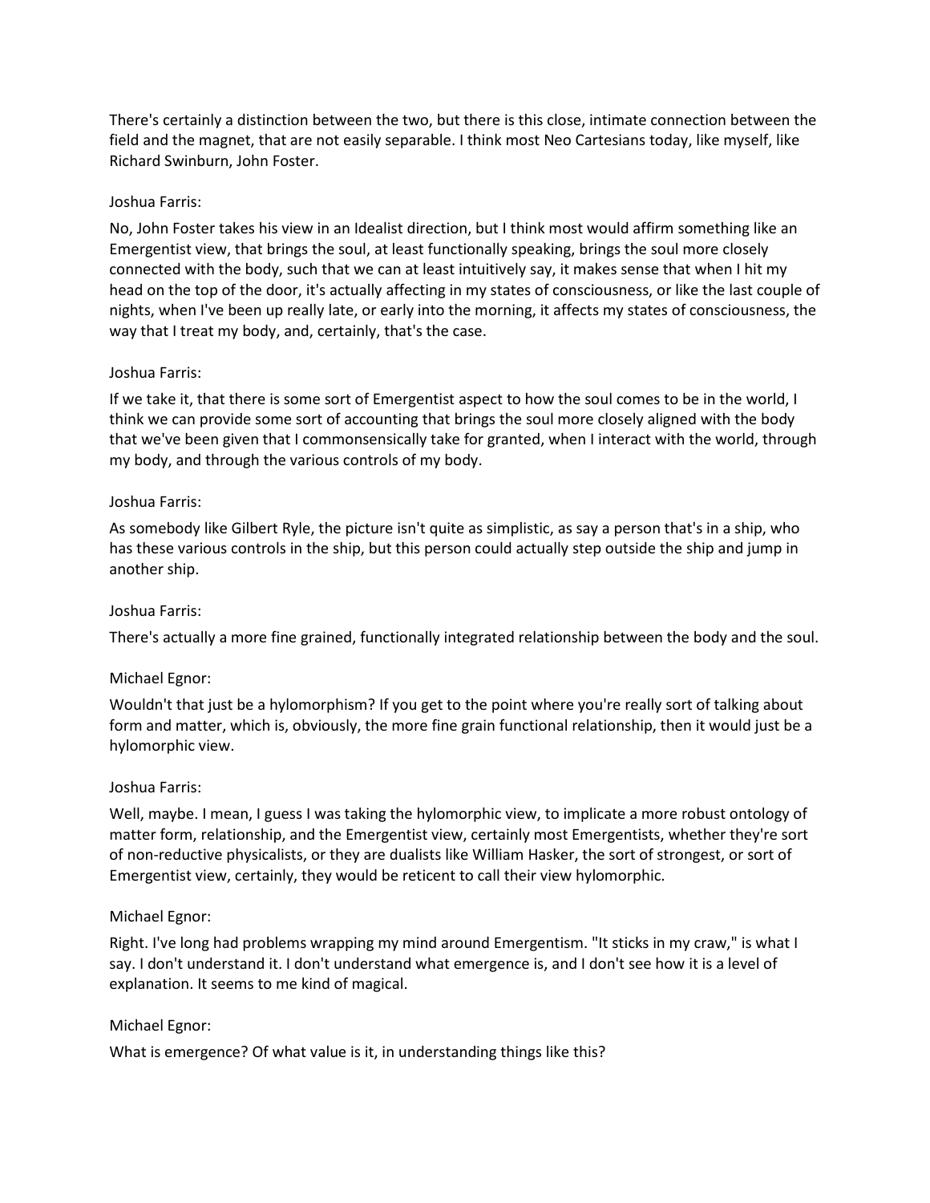There's certainly a distinction between the two, but there is this close, intimate connection between the field and the magnet, that are not easily separable. I think most Neo Cartesians today, like myself, like Richard Swinburn, John Foster.

Joshua Farris:

No, John Foster takes his view in an Idealist direction, but I think most would affirm something like an Emergentist view, that brings the soul, at least functionally speaking, brings the soul more closely connected with the body, such that we can at least intuitively say, it makes sense that when I hit my head on the top of the door, it's actually affecting in my states of consciousness, or like the last couple of nights, when I've been up really late, or early into the morning, it affects my states of consciousness, the way that I treat my body, and, certainly, that's the case.

Joshua Farris:

If we take it, that there is some sort of Emergentist aspect to how the soul comes to be in the world, I think we can provide some sort of accounting that brings the soul more closely aligned with the body that we've been given that I commonsensically take for granted, when I interact with the world, through my body, and through the various controls of my body.

Joshua Farris:

As somebody like Gilbert Ryle, the picture isn't quite as simplistic, as say a person that's in a ship, who has these various controls in the ship, but this person could actually step outside the ship and jump in another ship.

Joshua Farris:

There's actually a more fine grained, functionally integrated relationship between the body and the soul.

Michael Egnor:

Wouldn't that just be a hylomorphism? If you get to the point where you're really sort of talking about form and matter, which is, obviously, the more fine grain functional relationship, then it would just be a hylomorphic view.

Joshua Farris:

Well, maybe. I mean, I guess I was taking the hylomorphic view, to implicate a more robust ontology of matter form, relationship, and the Emergentist view, certainly most Emergentists, whether they're sort of non-reductive physicalists, or they are dualists like William Hasker, the sort of strongest, or sort of Emergentist view, certainly, they would be reticent to call their view hylomorphic.

Michael Egnor:

Right. I've long had problems wrapping my mind around Emergentism. "It sticks in my craw," is what I say. I don't understand it. I don't understand what emergence is, and I don't see how it is a level of explanation. It seems to me kind of magical.

Michael Egnor:

What is emergence? Of what value is it, in understanding things like this?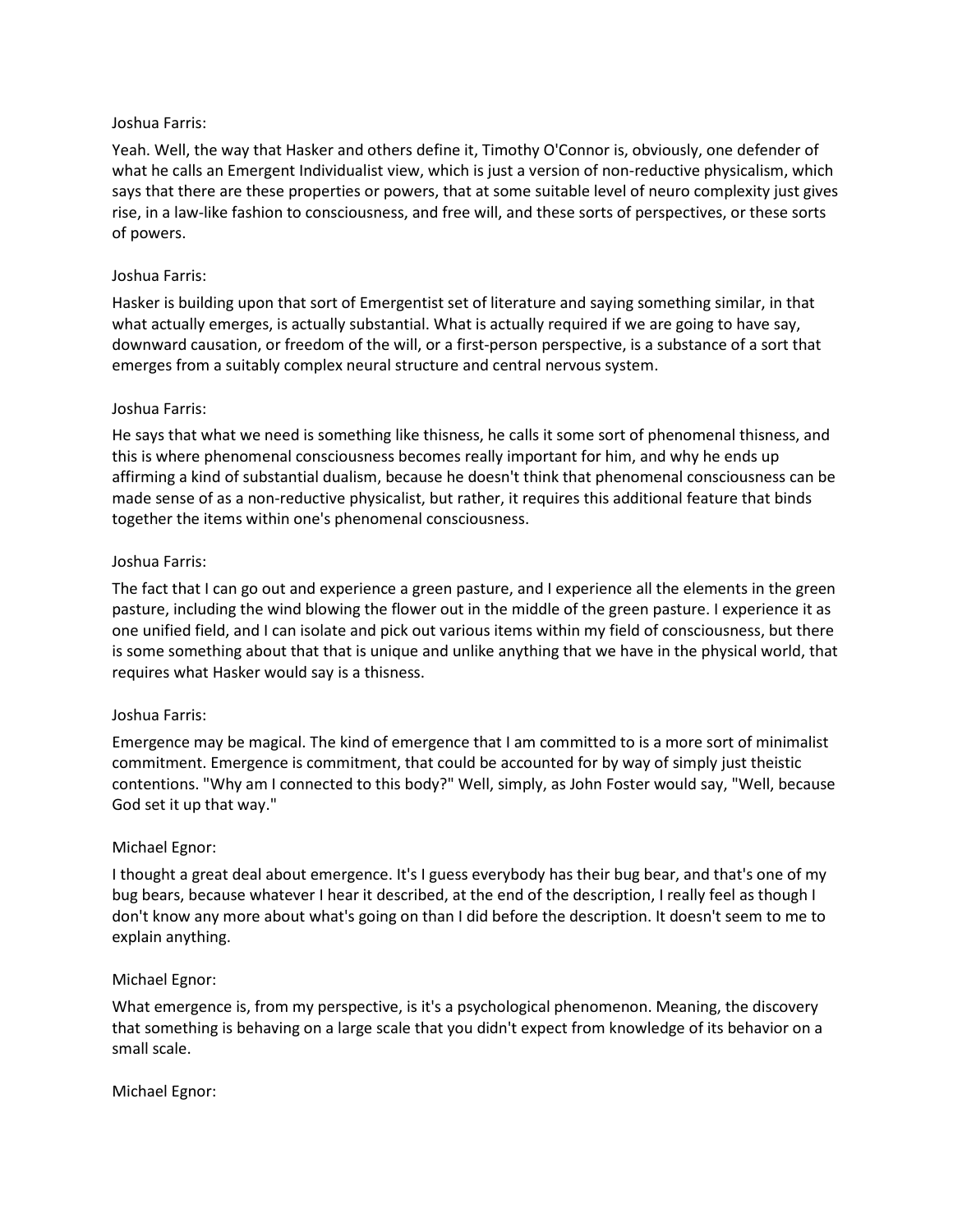Joshua Farris:

Yeah. Well, the way that Hasker and others define it, Timothy O'Connor is, obviously, one defender of what he calls an Emergent Individualist view, which is just a version of non-reductive physicalism, which says that there are these properties or powers, that at some suitable level of neuro complexity just gives rise, in a law-like fashion to consciousness, and free will, and these sorts of perspectives, or these sorts of powers.

Joshua Farris:

Hasker is building upon that sort of Emergentist set of literature and saying something similar, in that what actually emerges, is actually substantial. What is actually required if we are going to have say, downward causation, or freedom of the will, or a first-person perspective, is a substance of a sort that emerges from a suitably complex neural structure and central nervous system.

Joshua Farris:

He says that what we need is something like thisness, he calls it some sort of phenomenal thisness, and this is where phenomenal consciousness becomes really important for him, and why he ends up affirming a kind of substantial dualism, because he doesn't think that phenomenal consciousness can be made sense of as a non-reductive physicalist, but rather, it requires this additional feature that binds together the items within one's phenomenal consciousness.

Joshua Farris:

The fact that I can go out and experience a green pasture, and I experience all the elements in the green pasture, including the wind blowing the flower out in the middle of the green pasture. I experience it as one unified field, and I can isolate and pick out various items within my field of consciousness, but there is some something about that that is unique and unlike anything that we have in the physical world, that requires what Hasker would say is a thisness.

Joshua Farris:

Emergence may be magical. The kind of emergence that I am committed to is a more sort of minimalist commitment. Emergence is commitment, that could be accounted for by way of simply just theistic contentions. "Why am I connected to this body?" Well, simply, as John Foster would say, "Well, because God set it up that way."

Michael Egnor:

I thought a great deal about emergence. It's I guess everybody has their bug bear, and that's one of my bug bears, because whatever I hear it described, at the end of the description, I really feel as though I don't know any more about what's going on than I did before the description. It doesn't seem to me to explain anything.

Michael Egnor:

What emergence is, from my perspective, is it's a psychological phenomenon. Meaning, the discovery that something is behaving on a large scale that you didn't expect from knowledge of its behavior on a small scale.

Michael Egnor: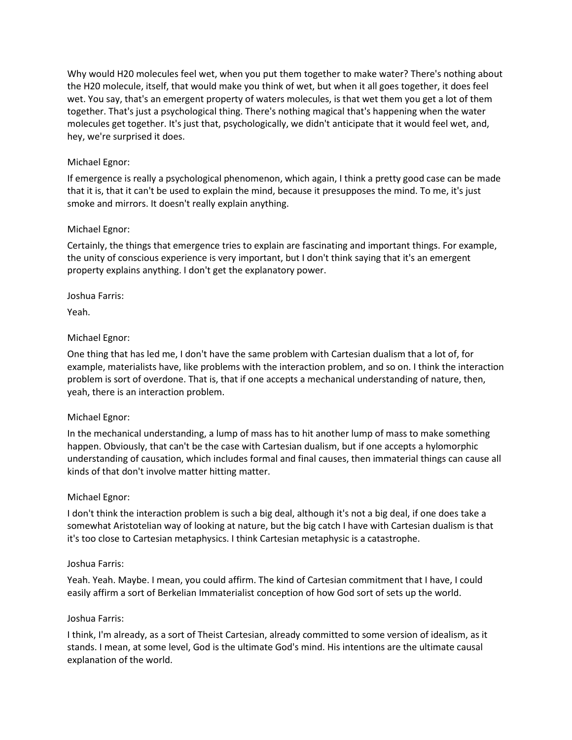Why would $H20$ molecules feel wet, when you put them together to make water? There's nothing about the $H20$ molecule, itself, that would make you think of wet, but when it all goes together, it does feel wet. You say, that's an emergent property of waters molecules, is that wet them you get a lot of them together. That's just a psychological thing. There's nothing magical that's happening when the water molecules get together. It's just that, psychologically, we didn't anticipate that it would feel wet, and, hey, we're surprised it does.

Michael Egnor:

If emergence is really a psychological phenomenon, which again, I think a pretty good case can be made that it is, that it can't be used to explain the mind, because it presupposes the mind. To me, it's just smoke and mirrors. It doesn't really explain anything.

Michael Egnor:

Certainly, the things that emergence tries to explain are fascinating and important things. For example, the unity of conscious experience is very important, but I don't think saying that it's an emergent property explains anything. I don't get the explanatory power.

Joshua Farris:

Yeah.

Michael Egnor:

One thing that has led me, I don't have the same problem with Cartesian dualism that a lot of, for example, materialists have, like problems with the interaction problem, and so on. I think the interaction problem is sort of overdone. That is, that if one accepts a mechanical understanding of nature, then, yeah, there is an interaction problem.

Michael Egnor:

In the mechanical understanding, a lump of mass has to hit another lump of mass to make something happen. Obviously, that can't be the case with Cartesian dualism, but if one accepts a hylomorphic understanding of causation, which includes formal and final causes, then immaterial things can cause all kinds of that don't involve matter hitting matter.

Michael Egnor:

I don't think the interaction problem is such a big deal, although it's not a big deal, if one does take a somewhat Aristotelian way of looking at nature, but the big catch I have with Cartesian dualism is that it's too close to Cartesian metaphysics. I think Cartesian metaphysic is a catastrophe.

Joshua Farris:

Yeah. Yeah. Maybe. I mean, you could affirm. The kind of Cartesian commitment that I have, I could easily affirm a sort of Berkelian Immaterialist conception of how God sort of sets up the world.

Joshua Farris:

I think, I'm already, as a sort of Theist Cartesian, already committed to some version of idealism, as it stands. I mean, at some level, God is the ultimate God's mind. His intentions are the ultimate causal explanation of the world.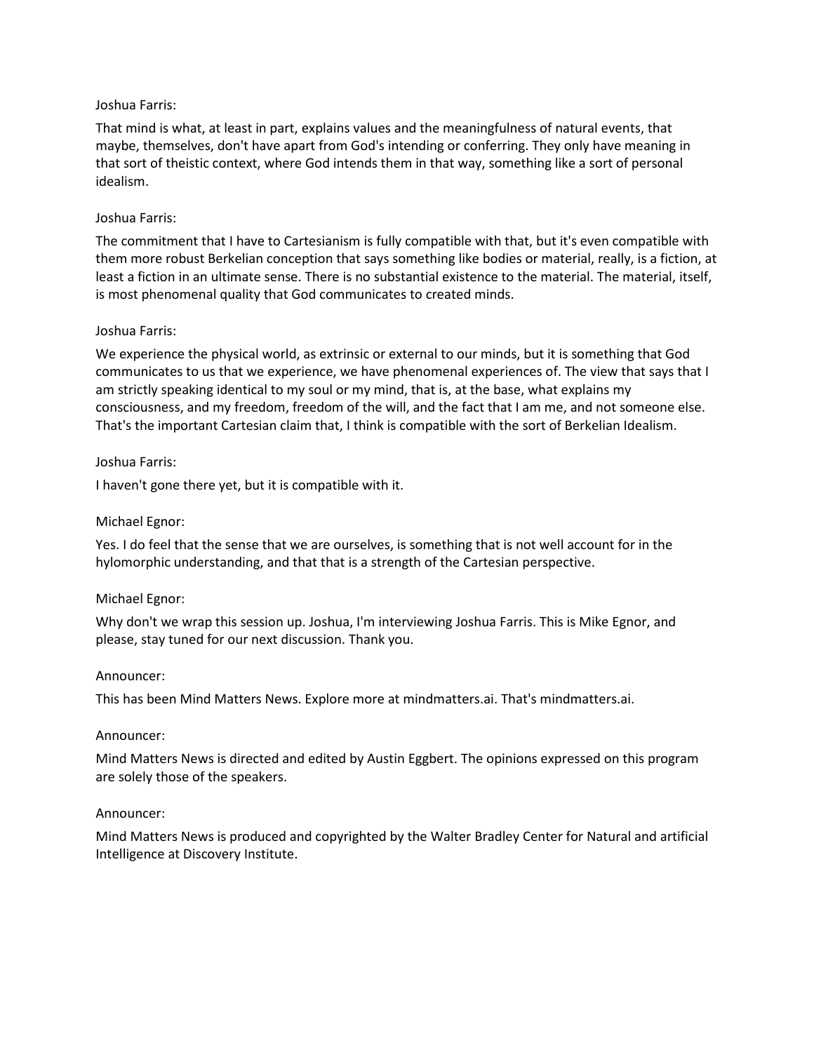Joshua Farris:

That mind is what, at least in part, explains values and the meaningfulness of natural events, that maybe, themselves, don't have apart from God's intending or conferring. They only have meaning in that sort of theistic context, where God intends them in that way, something like a sort of personal idealism.

Joshua Farris:

The commitment that I have to Cartesianism is fully compatible with that, but it's even compatible with them more robust Berkelian conception that says something like bodies or material, really, is a fiction, at least a fiction in an ultimate sense. There is no substantial existence to the material. The material, itself, is most phenomenal quality that God communicates to created minds.

Joshua Farris:

We experience the physical world, as extrinsic or external to our minds, but it is something that God communicates to us that we experience, we have phenomenal experiences of. The view that says that I am strictly speaking identical to my soul or my mind, that is, at the base, what explains my consciousness, and my freedom, freedom of the will, and the fact that I am me, and not someone else. That's the important Cartesian claim that, I think is compatible with the sort of Berkelian Idealism.

Joshua Farris:

I haven't gone there yet, but it is compatible with it.

Michael Egnor:

Yes. I do feel that the sense that we are ourselves, is something that is not well account for in the hylomorphic understanding, and that that is a strength of the Cartesian perspective.

Michael Egnor:

Why don't we wrap this session up. Joshua, I'm interviewing Joshua Farris. This is Mike Egnor, and please, stay tuned for our next discussion. Thank you.

Announcer:

This has been Mind Matters News. Explore more at mindmatters.ai. That's mindmatters.ai.

Announcer:

Mind Matters News is directed and edited by Austin Eggbert. The opinions expressed on this program are solely those of the speakers.

Announcer:

Mind Matters News is produced and copyrighted by the Walter Bradley Center for Natural and artificial Intelligence at Discovery Institute.